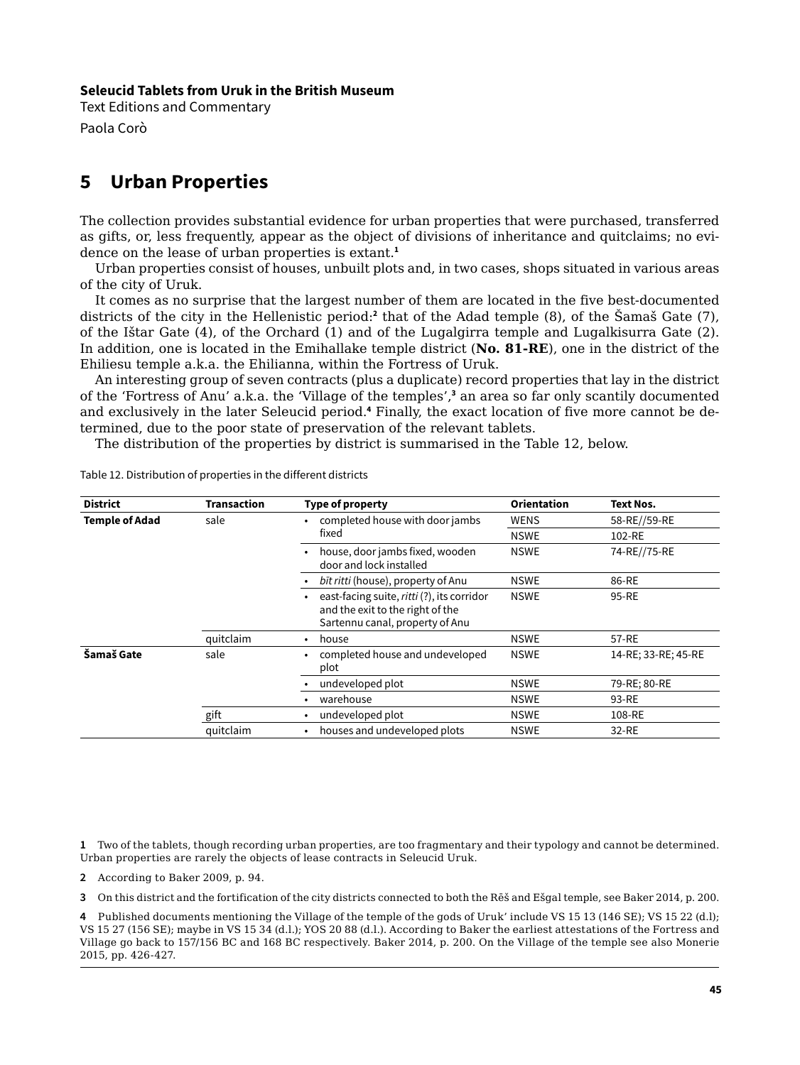**Seleucid Tablets from Uruk in the British Museum**
Text Editions and Commentary
Paola Corò

# 5 Urban Properties

The collection provides substantial evidence for urban properties that were purchased, transferred as gifts, or, less frequently, appear as the object of divisions of inheritance and quitclaims; no evidence on the lease of urban properties is extant.[1]

Urban properties consist of houses, unbuilt plots and, in two cases, shops situated in various areas of the city of Uruk.

It comes as no surprise that the largest number of them are located in the five best-documented districts of the city in the Hellenistic period:[2] that of the Adad temple (8), of the Šamaš Gate (7), of the Ištar Gate (4), of the Orchard (1) and of the Lugalgirra temple and Lugalkisurra Gate (2). In addition, one is located in the Emihallake temple district (**No. 81-RE**), one in the district of the Ehiliesu temple a.k.a. the Ehilianna, within the Fortress of Uruk.

An interesting group of seven contracts (plus a duplicate) record properties that lay in the district of the 'Fortress of Anu' a.k.a. the 'Village of the temples',[3] an area so far only scantily documented and exclusively in the later Seleucid period.[4] Finally, the exact location of five more cannot be determined, due to the poor state of preservation of the relevant tablets.

The distribution of the properties by district is summarised in the Table 12, below.

Table 12. Distribution of properties in the different districts

| District | Transaction | Type of property | Orientation | Text Nos. |
|---|---|---|---|---|
| **Temple of Adad** | sale | • completed house with door jambs fixed | WENS | 58-RE//59-RE |
| | | | NSWE | 102-RE |
| | | • house, door jambs fixed, wooden door and lock installed | NSWE | 74-RE//75-RE |
| | | • *bīt ritti* (house), property of Anu | NSWE | 86-RE |
| | | • east-facing suite, *ritti* (?), its corridor and the exit to the right of the Sartennu canal, property of Anu | NSWE | 95-RE |
| | quitclaim | • house | NSWE | 57-RE |
| **Šamaš Gate** | sale | • completed house and undeveloped plot | NSWE | 14-RE; 33-RE; 45-RE |
| | | • undeveloped plot | NSWE | 79-RE; 80-RE |
| | | • warehouse | NSWE | 93-RE |
| | gift | • undeveloped plot | NSWE | 108-RE |
| | quitclaim | • houses and undeveloped plots | NSWE | 32-RE |

1 Two of the tablets, though recording urban properties, are too fragmentary and their typology and cannot be determined. Urban properties are rarely the objects of lease contracts in Seleucid Uruk.

2 According to Baker 2009, p. 94.

3 On this district and the fortification of the city districts connected to both the Rēš and Ešgal temple, see Baker 2014, p. 200.

4 Published documents mentioning the Village of the temple of the gods of Uruk' include VS 15 13 (146 SE); VS 15 22 (d.l); VS 15 27 (156 SE); maybe in VS 15 34 (d.l.); YOS 20 88 (d.l.). According to Baker the earliest attestations of the Fortress and Village go back to 157/156 BC and 168 BC respectively. Baker 2014, p. 200. On the Village of the temple see also Monerie 2015, pp. 426-427.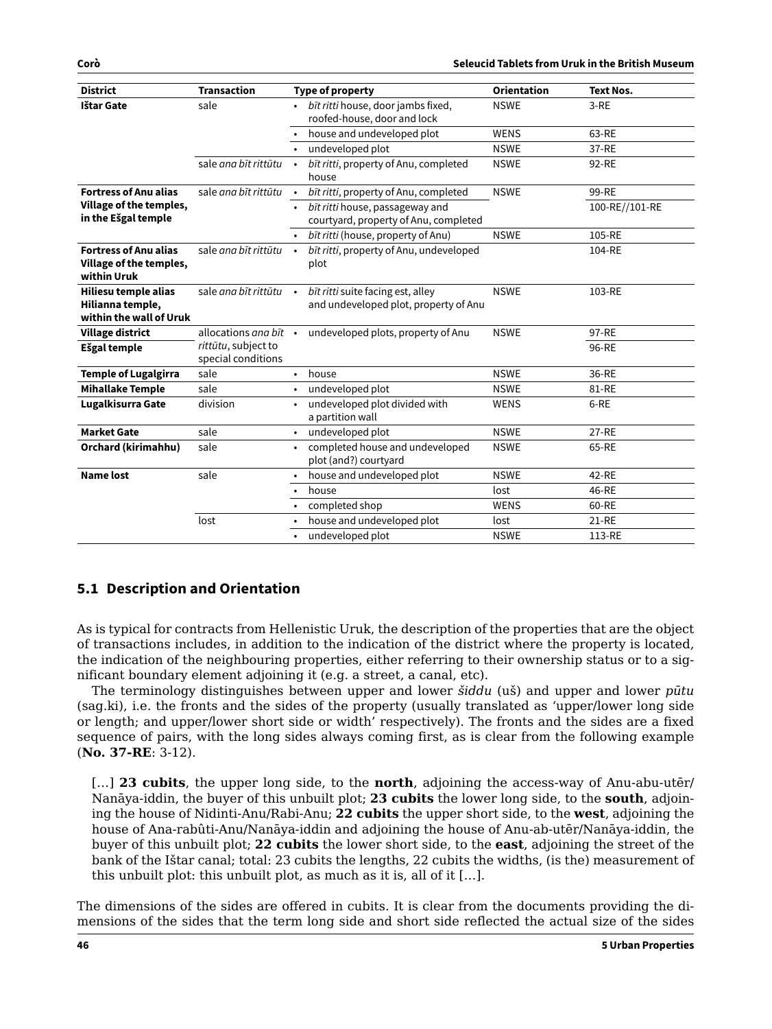| District | Transaction | Type of property | Orientation | Text Nos. |
|---|---|---|---|---|
| **Ištar Gate** | sale | • *bīt ritti* house, door jambs fixed, roofed-house, door and lock | NSWE | 3-RE |
| | | • house and undeveloped plot | WENS | 63-RE |
| | | • undeveloped plot | NSWE | 37-RE |
| | sale *ana bīt rittūtu* | • *bīt ritti*, property of Anu, completed house | NSWE | 92-RE |
| **Fortress of Anu alias Village of the temples, in the Ešgal temple** | sale *ana bīt rittūtu* | • *bīt ritti*, property of Anu, completed | NSWE | 99-RE |
| | | • *bīt ritti* house, passageway and courtyard, property of Anu, completed | | 100-RE//101-RE |
| | | • *bīt ritti* (house, property of Anu) | NSWE | 105-RE |
| **Fortress of Anu alias Village of the temples, within Uruk** | sale *ana bīt rittūtu* | • *bīt ritti*, property of Anu, undeveloped plot | | 104-RE |
| **Hiliesu temple alias Hilianna temple, within the wall of Uruk** | sale *ana bīt rittūtu* | • *bīt ritti* suite facing est, alley and undeveloped plot, property of Anu | NSWE | 103-RE |
| **Village district** | allocations *ana bīt rittūtu*, subject to special conditions | • undeveloped plots, property of Anu | NSWE | 97-RE |
| **Ešgal temple** | | | | 96-RE |
| **Temple of Lugalgirra** | sale | • house | NSWE | 36-RE |
| **Mihallake Temple** | sale | • undeveloped plot | NSWE | 81-RE |
| **Lugalkisurra Gate** | division | • undeveloped plot divided with a partition wall | WENS | 6-RE |
| **Market Gate** | sale | • undeveloped plot | NSWE | 27-RE |
| **Orchard (kirimahhu)** | sale | • completed house and undeveloped plot (and?) courtyard | NSWE | 65-RE |
| **Name lost** | sale | • house and undeveloped plot | NSWE | 42-RE |
| | | • house | lost | 46-RE |
| | | • completed shop | WENS | 60-RE |
| | lost | • house and undeveloped plot | lost | 21-RE |
| | | • undeveloped plot | NSWE | 113-RE |

## 5.1 Description and Orientation

As is typical for contracts from Hellenistic Uruk, the description of the properties that are the object of transactions includes, in addition to the indication of the district where the property is located, the indication of the neighbouring properties, either referring to their ownership status or to a significant boundary element adjoining it (e.g. a street, a canal, etc).

The terminology distinguishes between upper and lower *šiddu* (uš) and upper and lower *pūtu* (sag.ki), i.e. the fronts and the sides of the property (usually translated as 'upper/lower long side or length; and upper/lower short side or width' respectively). The fronts and the sides are a fixed sequence of pairs, with the long sides always coming first, as is clear from the following example (**No. 37-RE**: 3-12).

> […] **23 cubits**, the upper long side, to the **north**, adjoining the access-way of Anu-abu-utēr/Nanāya-iddin, the buyer of this unbuilt plot; **23 cubits** the lower long side, to the **south**, adjoining the house of Nidinti-Anu/Rabi-Anu; **22 cubits** the upper short side, to the **west**, adjoining the house of Ana-rabûti-Anu/Nanāya-iddin and adjoining the house of Anu-ab-utēr/Nanāya-iddin, the buyer of this unbuilt plot; **22 cubits** the lower short side, to the **east**, adjoining the street of the bank of the Ištar canal; total: 23 cubits the lengths, 22 cubits the widths, (is the) measurement of this unbuilt plot: this unbuilt plot, as much as it is, all of it […].

The dimensions of the sides are offered in cubits. It is clear from the documents providing the dimensions of the sides that the term long side and short side reflected the actual size of the sides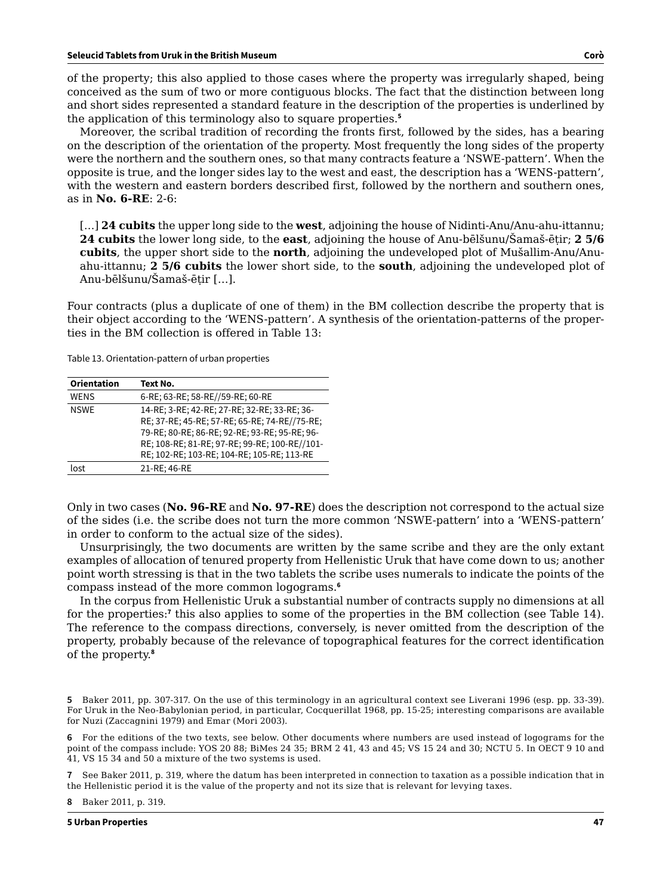of the property; this also applied to those cases where the property was irregularly shaped, being conceived as the sum of two or more contiguous blocks. The fact that the distinction between long and short sides represented a standard feature in the description of the properties is underlined by the application of this terminology also to square properties.[5]

Moreover, the scribal tradition of recording the fronts first, followed by the sides, has a bearing on the description of the orientation of the property. Most frequently the long sides of the property were the northern and the southern ones, so that many contracts feature a 'NSWE-pattern'. When the opposite is true, and the longer sides lay to the west and east, the description has a 'WENS-pattern', with the western and eastern borders described first, followed by the northern and southern ones, as in **No. 6-RE**: 2-6:

> […] **24 cubits** the upper long side to the **west**, adjoining the house of Nidinti-Anu/Anu-ahu-ittannu; **24 cubits** the lower long side, to the **east**, adjoining the house of Anu-bēlšunu/Šamaš-ēṭir; **2 5/6 cubits**, the upper short side to the **north**, adjoining the undeveloped plot of Mušallim-Anu/Anu-ahu-ittannu; **2 5/6 cubits** the lower short side, to the **south**, adjoining the undeveloped plot of Anu-bēlšunu/Šamaš-ēṭir […].

Four contracts (plus a duplicate of one of them) in the BM collection describe the property that is their object according to the 'WENS-pattern'. A synthesis of the orientation-patterns of the properties in the BM collection is offered in Table 13:

Table 13. Orientation-pattern of urban properties

| Orientation | Text No. |
|---|---|
| WENS | 6-RE; 63-RE; 58-RE//59-RE; 60-RE |
| NSWE | 14-RE; 3-RE; 42-RE; 27-RE; 32-RE; 33-RE; 36-RE; 37-RE; 45-RE; 57-RE; 65-RE; 74-RE//75-RE; 79-RE; 80-RE; 86-RE; 92-RE; 93-RE; 95-RE; 96-RE; 108-RE; 81-RE; 97-RE; 99-RE; 100-RE//101-RE; 102-RE; 103-RE; 104-RE; 105-RE; 113-RE |
| lost | 21-RE; 46-RE |

Only in two cases (**No. 96-RE** and **No. 97-RE**) does the description not correspond to the actual size of the sides (i.e. the scribe does not turn the more common 'NSWE-pattern' into a 'WENS-pattern' in order to conform to the actual size of the sides).

Unsurprisingly, the two documents are written by the same scribe and they are the only extant examples of allocation of tenured property from Hellenistic Uruk that have come down to us; another point worth stressing is that in the two tablets the scribe uses numerals to indicate the points of the compass instead of the more common logograms.[6]

In the corpus from Hellenistic Uruk a substantial number of contracts supply no dimensions at all for the properties:[7] this also applies to some of the properties in the BM collection (see Table 14). The reference to the compass directions, conversely, is never omitted from the description of the property, probably because of the relevance of topographical features for the correct identification of the property.[8]

5 Baker 2011, pp. 307-317. On the use of this terminology in an agricultural context see Liverani 1996 (esp. pp. 33-39). For Uruk in the Neo-Babylonian period, in particular, Cocquerillat 1968, pp. 15-25; interesting comparisons are available for Nuzi (Zaccagnini 1979) and Emar (Mori 2003).

6 For the editions of the two texts, see below. Other documents where numbers are used instead of logograms for the point of the compass include: YOS 20 88; BiMes 24 35; BRM 2 41, 43 and 45; VS 15 24 and 30; NCTU 5. In OECT 9 10 and 41, VS 15 34 and 50 a mixture of the two systems is used.

7 See Baker 2011, p. 319, where the datum has been interpreted in connection to taxation as a possible indication that in the Hellenistic period it is the value of the property and not its size that is relevant for levying taxes.

8 Baker 2011, p. 319.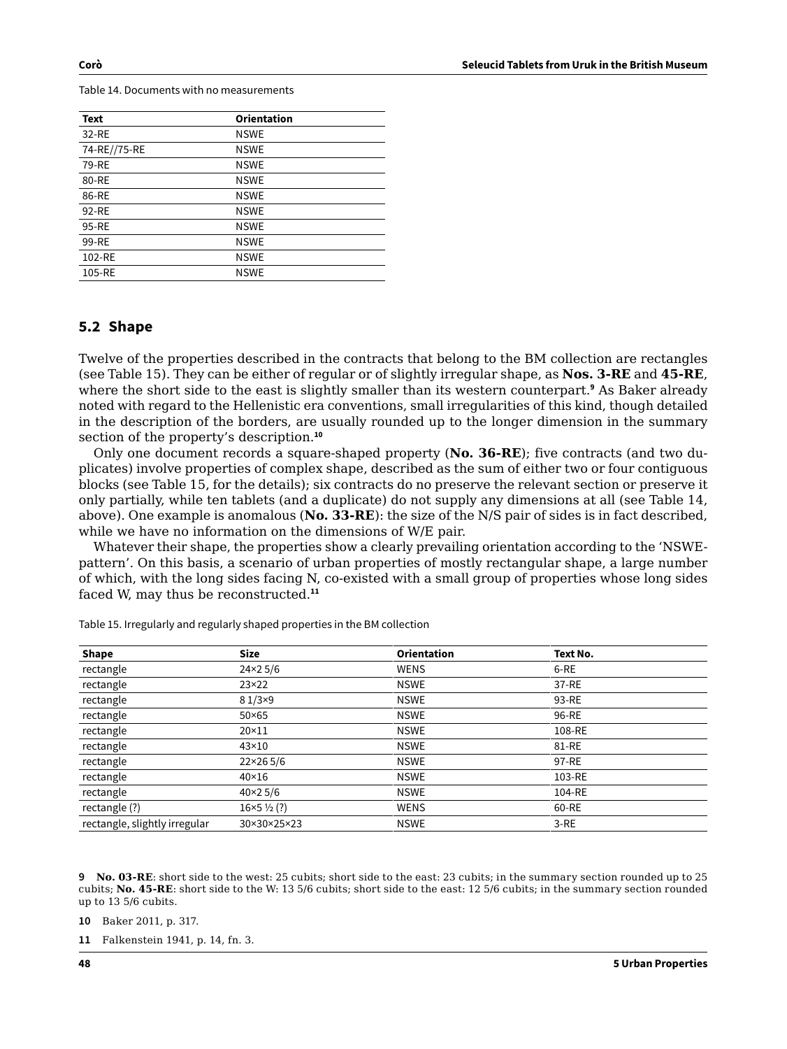Table 14. Documents with no measurements

| Text | Orientation |
|---|---|
| 32-RE | NSWE |
| 74-RE//75-RE | NSWE |
| 79-RE | NSWE |
| 80-RE | NSWE |
| 86-RE | NSWE |
| 92-RE | NSWE |
| 95-RE | NSWE |
| 99-RE | NSWE |
| 102-RE | NSWE |
| 105-RE | NSWE |

## 5.2 Shape

Twelve of the properties described in the contracts that belong to the BM collection are rectangles (see Table 15). They can be either of regular or of slightly irregular shape, as **Nos. 3-RE** and **45-RE**, where the short side to the east is slightly smaller than its western counterpart.[9] As Baker already noted with regard to the Hellenistic era conventions, small irregularities of this kind, though detailed in the description of the borders, are usually rounded up to the longer dimension in the summary section of the property's description.[10]

Only one document records a square-shaped property (**No. 36-RE**); five contracts (and two duplicates) involve properties of complex shape, described as the sum of either two or four contiguous blocks (see Table 15, for the details); six contracts do not preserve the relevant section or preserve it only partially, while ten tablets (and a duplicate) do not supply any dimensions at all (see Table 14, above). One example is anomalous (**No. 33-RE**): the size of the N/S pair of sides is in fact described, while we have no information on the dimensions of W/E pair.

Whatever their shape, the properties show a clearly prevailing orientation according to the 'NSWE-pattern'. On this basis, a scenario of urban properties of mostly rectangular shape, a large number of which, with the long sides facing N, co-existed with a small group of properties whose long sides faced W, may thus be reconstructed.[11]

Table 15. Irregularly and regularly shaped properties in the BM collection

| Shape | Size | Orientation | Text No. |
|---|---|---|---|
| rectangle | 24×2 5/6 | WENS | 6-RE |
| rectangle | 23×22 | NSWE | 37-RE |
| rectangle | 8 1/3×9 | NSWE | 93-RE |
| rectangle | 50×65 | NSWE | 96-RE |
| rectangle | 20×11 | NSWE | 108-RE |
| rectangle | 43×10 | NSWE | 81-RE |
| rectangle | 22×26 5/6 | NSWE | 97-RE |
| rectangle | 40×16 | NSWE | 103-RE |
| rectangle | 40×2 5/6 | NSWE | 104-RE |
| rectangle (?) | 16×5 ½ (?) | WENS | 60-RE |
| rectangle, slightly irregular | 30×30×25×23 | NSWE | 3-RE |

9 **No. 03-RE**: short side to the west: 25 cubits; short side to the east: 23 cubits; in the summary section rounded up to 25 cubits; **No. 45-RE**: short side to the W: 13 5/6 cubits; short side to the east: 12 5/6 cubits; in the summary section rounded up to 13 5/6 cubits.

10 Baker 2011, p. 317.

11 Falkenstein 1941, p. 14, fn. 3.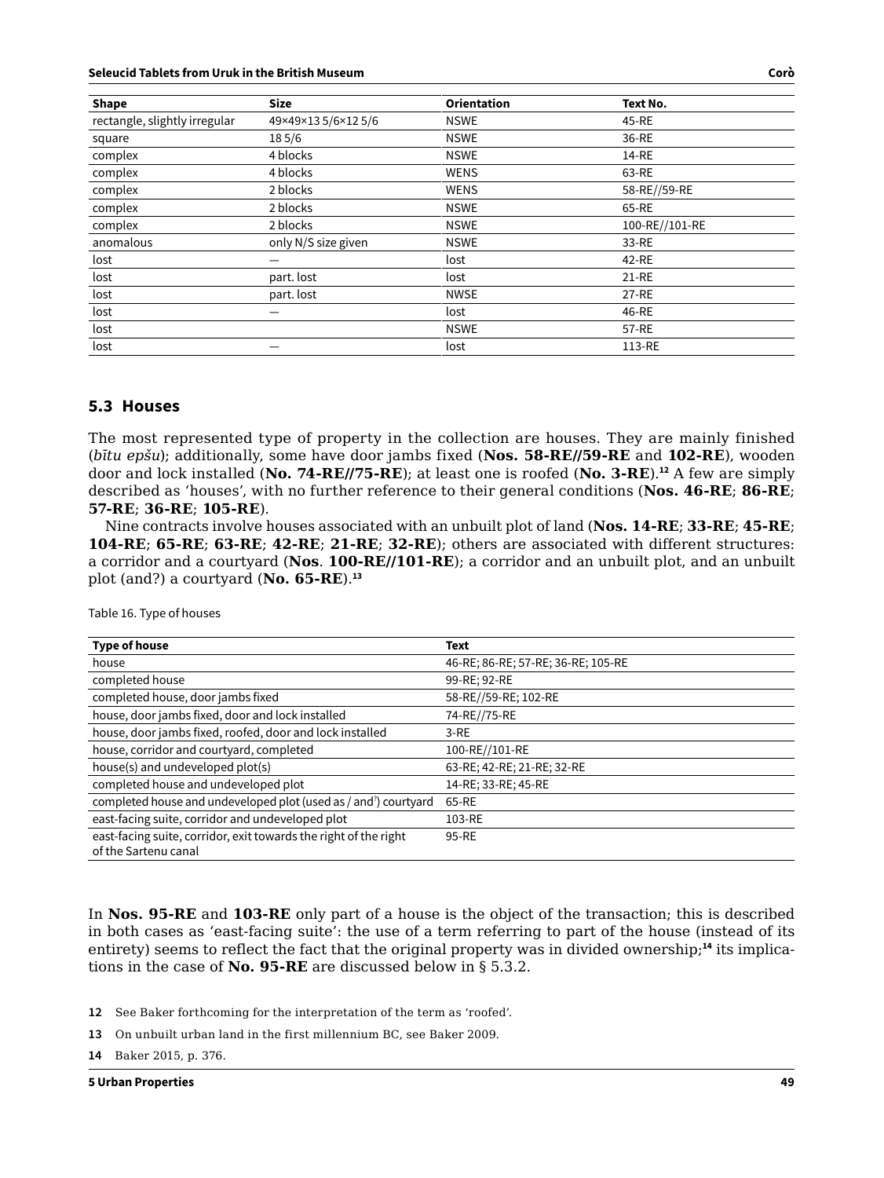| Shape | Size | Orientation | Text No. |
|---|---|---|---|
| rectangle, slightly irregular | 49×49×13 5/6×12 5/6 | NSWE | 45-RE |
| square | 18 5/6 | NSWE | 36-RE |
| complex | 4 blocks | NSWE | 14-RE |
| complex | 4 blocks | WENS | 63-RE |
| complex | 2 blocks | WENS | 58-RE//59-RE |
| complex | 2 blocks | NSWE | 65-RE |
| complex | 2 blocks | NSWE | 100-RE//101-RE |
| anomalous | only N/S size given | NSWE | 33-RE |
| lost | — | lost | 42-RE |
| lost | part. lost | lost | 21-RE |
| lost | part. lost | NWSE | 27-RE |
| lost | — | lost | 46-RE |
| lost | | NSWE | 57-RE |
| lost | — | lost | 113-RE |

## 5.3 Houses

The most represented type of property in the collection are houses. They are mainly finished (*bītu epšu*); additionally, some have door jambs fixed (**Nos. 58-RE//59-RE** and **102-RE**), wooden door and lock installed (**No. 74-RE//75-RE**); at least one is roofed (**No. 3-RE**).[12] A few are simply described as 'houses', with no further reference to their general conditions (**Nos. 46-RE**; **86-RE**; **57-RE**; **36-RE**; **105-RE**).

Nine contracts involve houses associated with an unbuilt plot of land (**Nos. 14-RE**; **33-RE**; **45-RE**; **104-RE**; **65-RE**; **63-RE**; **42-RE**; **21-RE**; **32-RE**); others are associated with different structures: a corridor and a courtyard (**Nos**. **100-RE//101-RE**); a corridor and an unbuilt plot, and an unbuilt plot (and?) a courtyard (**No. 65-RE**).[13]

Table 16. Type of houses

| Type of house | Text |
|---|---|
| house | 46-RE; 86-RE; 57-RE; 36-RE; 105-RE |
| completed house | 99-RE; 92-RE |
| completed house, door jambs fixed | 58-RE//59-RE; 102-RE |
| house, door jambs fixed, door and lock installed | 74-RE//75-RE |
| house, door jambs fixed, roofed, door and lock installed | 3-RE |
| house, corridor and courtyard, completed | 100-RE//101-RE |
| house(s) and undeveloped plot(s) | 63-RE; 42-RE; 21-RE; 32-RE |
| completed house and undeveloped plot | 14-RE; 33-RE; 45-RE |
| completed house and undeveloped plot (used as / and?) courtyard | 65-RE |
| east-facing suite, corridor and undeveloped plot | 103-RE |
| east-facing suite, corridor, exit towards the right of the Sartenu canal | 95-RE |

In **Nos. 95-RE** and **103-RE** only part of a house is the object of the transaction; this is described in both cases as 'east-facing suite': the use of a term referring to part of the house (instead of its entirety) seems to reflect the fact that the original property was in divided ownership;[14] its implications in the case of **No. 95-RE** are discussed below in § 5.3.2.

12 See Baker forthcoming for the interpretation of the term as 'roofed'.

13 On unbuilt urban land in the first millennium BC, see Baker 2009.

14 Baker 2015, p. 376.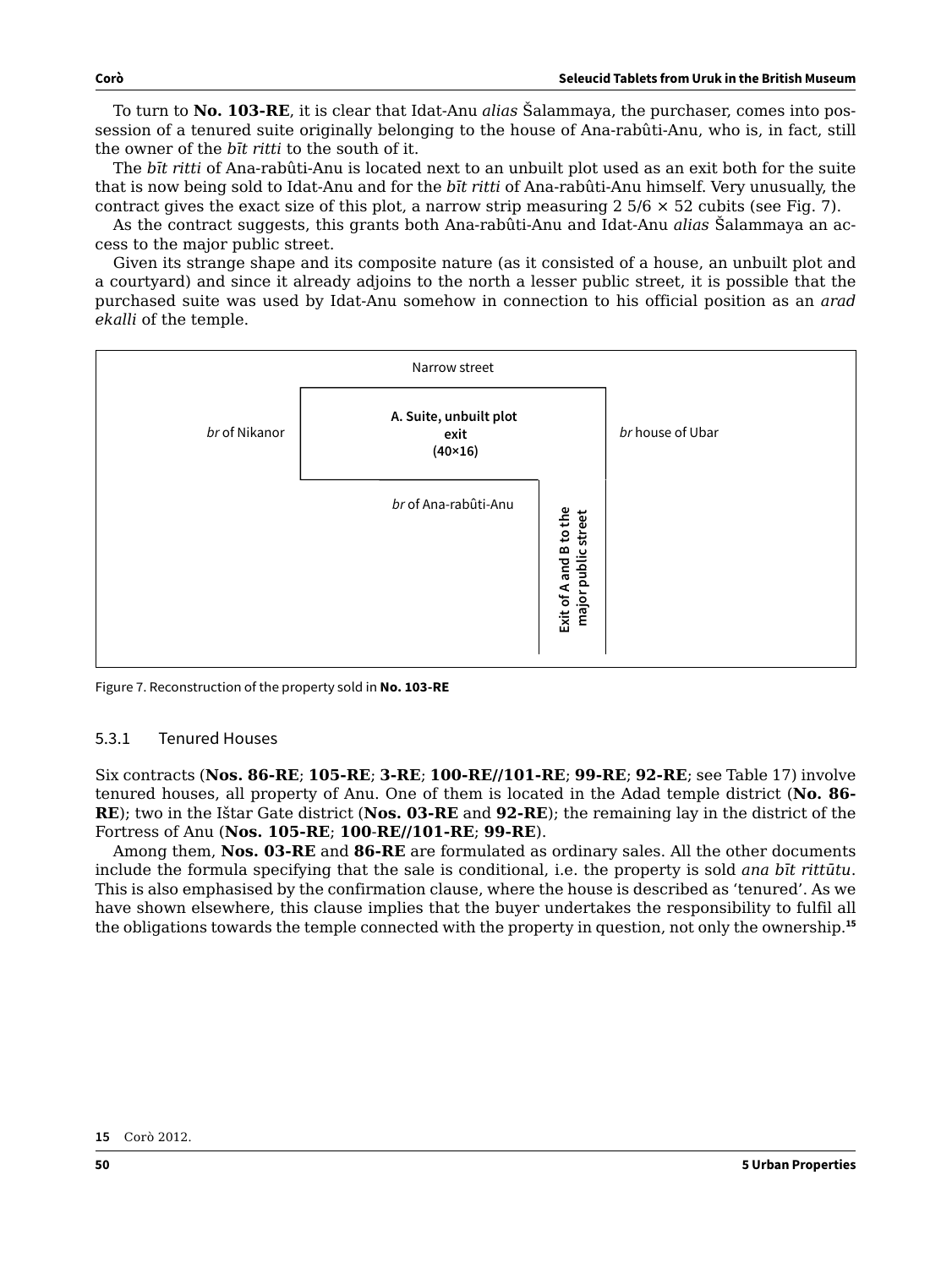To turn to **No. 103-RE**, it is clear that Idat-Anu *alias* Šalammaya, the purchaser, comes into possession of a tenured suite originally belonging to the house of Ana-rabûti-Anu, who is, in fact, still the owner of the *bīt ritti* to the south of it.

The *bīt ritti* of Ana-rabûti-Anu is located next to an unbuilt plot used as an exit both for the suite that is now being sold to Idat-Anu and for the *bīt ritti* of Ana-rabûti-Anu himself. Very unusually, the contract gives the exact size of this plot, a narrow strip measuring 2 5/6 × 52 cubits (see Fig. 7).

As the contract suggests, this grants both Ana-rabûti-Anu and Idat-Anu *alias* Šalammaya an access to the major public street.

Given its strange shape and its composite nature (as it consisted of a house, an unbuilt plot and a courtyard) and since it already adjoins to the north a lesser public street, it is possible that the purchased suite was used by Idat-Anu somehow in connection to his official position as an *arad ekalli* of the temple.

Narrow street

*br* of Nikanor

**A. Suite, unbuilt plot exit (40×16)**

*br* house of Ubar

*br* of Ana-rabûti-Anu

**Exit of A and B to the major public street**

Figure 7. Reconstruction of the property sold in **No. 103-RE**

### 5.3.1 Tenured Houses

Six contracts (**Nos. 86-RE**; **105-RE**; **3-RE**; **100-RE//101-RE**; **99-RE**; **92-RE**; see Table 17) involve tenured houses, all property of Anu. One of them is located in the Adad temple district (**No. 86-RE**); two in the Ištar Gate district (**Nos. 03-RE** and **92-RE**); the remaining lay in the district of the Fortress of Anu (**Nos. 105-RE**; **100-RE//101-RE**; **99-RE**).

Among them, **Nos. 03-RE** and **86-RE** are formulated as ordinary sales. All the other documents include the formula specifying that the sale is conditional, i.e. the property is sold *ana bīt rittūtu*. This is also emphasised by the confirmation clause, where the house is described as 'tenured'. As we have shown elsewhere, this clause implies that the buyer undertakes the responsibility to fulfil all the obligations towards the temple connected with the property in question, not only the ownership.[15]

15 Corò 2012.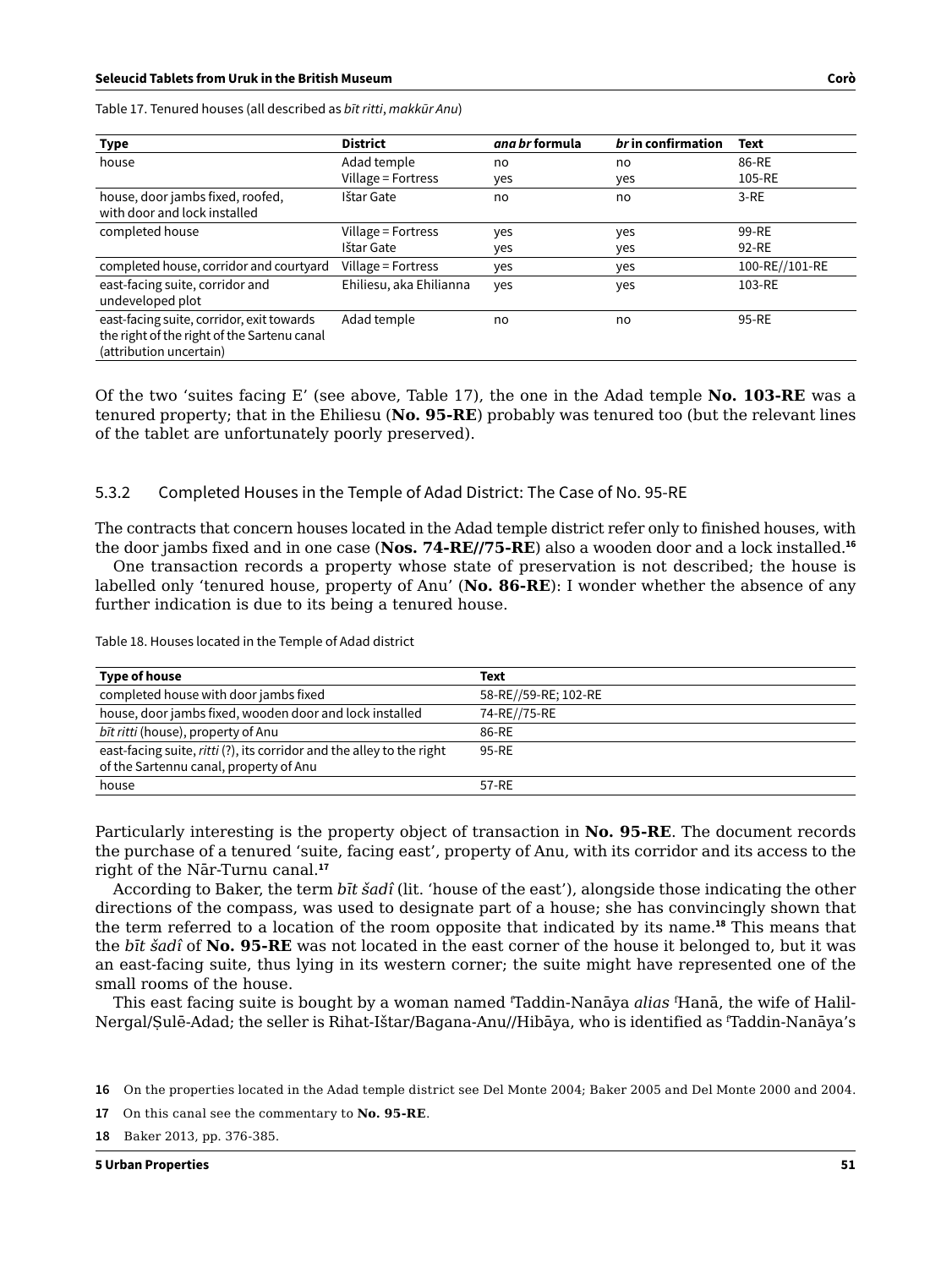Table 17. Tenured houses (all described as *bīt ritti*, *makkūr Anu*)

| Type | District | *ana br* formula | *br* in confirmation | Text |
|---|---|---|---|---|
| house | Adad temple | no | no | 86-RE |
| | Village = Fortress | yes | yes | 105-RE |
| house, door jambs fixed, roofed, with door and lock installed | Ištar Gate | no | no | 3-RE |
| completed house | Village = Fortress | yes | yes | 99-RE |
| | Ištar Gate | yes | yes | 92-RE |
| completed house, corridor and courtyard | Village = Fortress | yes | yes | 100-RE//101-RE |
| east-facing suite, corridor and undeveloped plot | Ehiliesu, aka Ehilianna | yes | yes | 103-RE |
| east-facing suite, corridor, exit towards the right of the right of the Sartenu canal (attribution uncertain) | Adad temple | no | no | 95-RE |

Of the two 'suites facing E' (see above, Table 17), the one in the Adad temple **No. 103-RE** was a tenured property; that in the Ehiliesu (**No. 95-RE**) probably was tenured too (but the relevant lines of the tablet are unfortunately poorly preserved).

### 5.3.2 Completed Houses in the Temple of Adad District: The Case of No. 95-RE

The contracts that concern houses located in the Adad temple district refer only to finished houses, with the door jambs fixed and in one case (**Nos. 74-RE//75-RE**) also a wooden door and a lock installed.[16]

One transaction records a property whose state of preservation is not described; the house is labelled only 'tenured house, property of Anu' (**No. 86-RE**): I wonder whether the absence of any further indication is due to its being a tenured house.

Table 18. Houses located in the Temple of Adad district

| Type of house | Text |
|---|---|
| completed house with door jambs fixed | 58-RE//59-RE; 102-RE |
| house, door jambs fixed, wooden door and lock installed | 74-RE//75-RE |
| *bīt ritti* (house), property of Anu | 86-RE |
| east-facing suite, *ritti* (?), its corridor and the alley to the right of the Sartennu canal, property of Anu | 95-RE |
| house | 57-RE |

Particularly interesting is the property object of transaction in **No. 95-RE**. The document records the purchase of a tenured 'suite, facing east', property of Anu, with its corridor and its access to the right of the Nār-Turnu canal.[17]

According to Baker, the term *bīt šadî* (lit. 'house of the east'), alongside those indicating the other directions of the compass, was used to designate part of a house; she has convincingly shown that the term referred to a location of the room opposite that indicated by its name.[18] This means that the *bīt šadî* of **No. 95-RE** was not located in the east corner of the house it belonged to, but it was an east-facing suite, thus lying in its western corner; the suite might have represented one of the small rooms of the house.

This east facing suite is bought by a woman named ᶠTaddin-Nanāya *alias* ᶠHanā, the wife of Halil-Nergal/Ṣulē-Adad; the seller is Rihat-Ištar/Bagana-Anu//Hibāya, who is identified as ᶠTaddin-Nanāya's

---

16 On the properties located in the Adad temple district see Del Monte 2004; Baker 2005 and Del Monte 2000 and 2004.

17 On this canal see the commentary to **No. 95-RE**.

18 Baker 2013, pp. 376-385.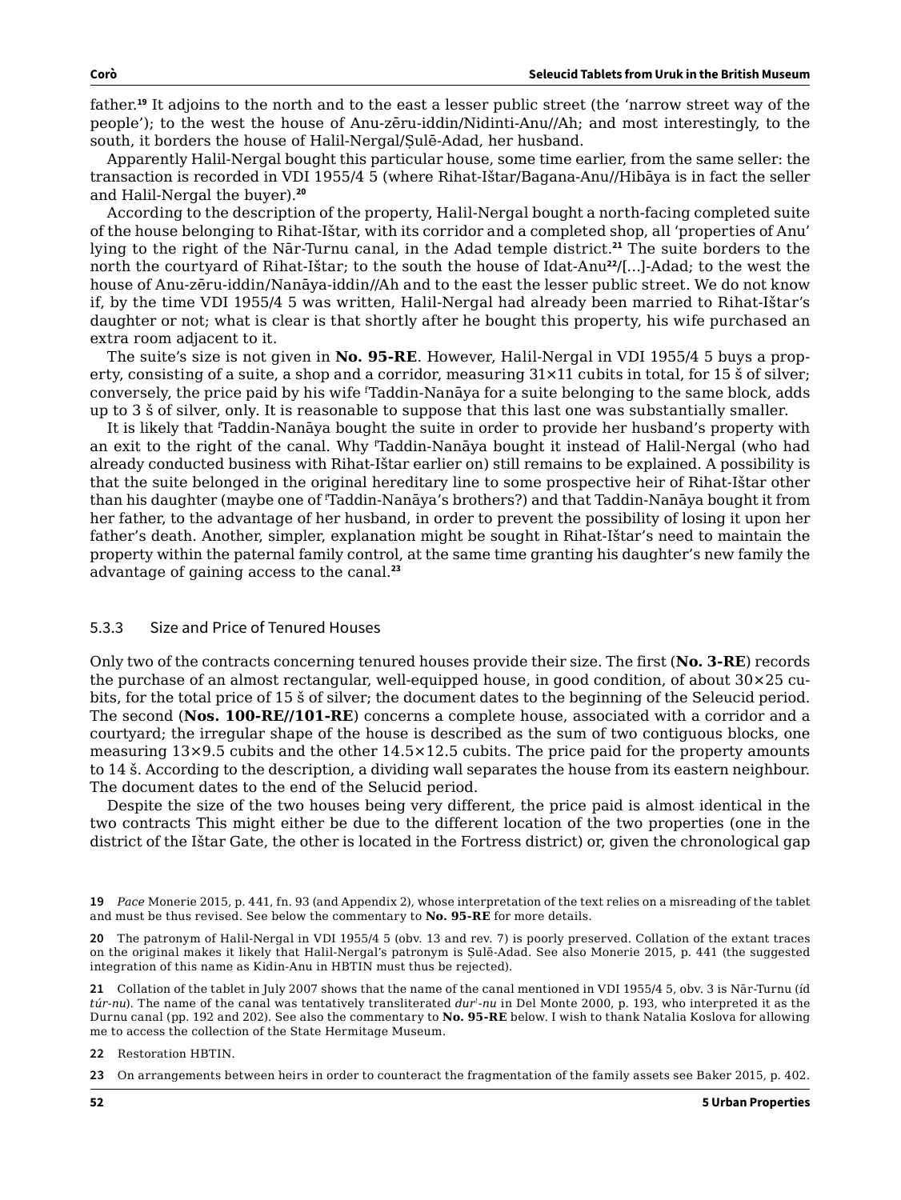father.[19] It adjoins to the north and to the east a lesser public street (the 'narrow street way of the people'); to the west the house of Anu-zēru-iddin/Nidinti-Anu//Ah; and most interestingly, to the south, it borders the house of Halil-Nergal/Ṣulē-Adad, her husband.

Apparently Halil-Nergal bought this particular house, some time earlier, from the same seller: the transaction is recorded in VDI 1955/4 5 (where Rihat-Ištar/Bagana-Anu//Hibāya is in fact the seller and Halil-Nergal the buyer).[20]

According to the description of the property, Halil-Nergal bought a north-facing completed suite of the house belonging to Rihat-Ištar, with its corridor and a completed shop, all 'properties of Anu' lying to the right of the Nār-Turnu canal, in the Adad temple district.[21] The suite borders to the north the courtyard of Rihat-Ištar; to the south the house of Idat-Anu[22]/[…]-Adad; to the west the house of Anu-zēru-iddin/Nanāya-iddin//Ah and to the east the lesser public street. We do not know if, by the time VDI 1955/4 5 was written, Halil-Nergal had already been married to Rihat-Ištar's daughter or not; what is clear is that shortly after he bought this property, his wife purchased an extra room adjacent to it.

The suite's size is not given in **No. 95-RE**. However, Halil-Nergal in VDI 1955/4 5 buys a property, consisting of a suite, a shop and a corridor, measuring 31×11 cubits in total, for 15 š of silver; conversely, the price paid by his wife ᶠTaddin-Nanāya for a suite belonging to the same block, adds up to 3 š of silver, only. It is reasonable to suppose that this last one was substantially smaller.

It is likely that ᶠTaddin-Nanāya bought the suite in order to provide her husband's property with an exit to the right of the canal. Why ᶠTaddin-Nanāya bought it instead of Halil-Nergal (who had already conducted business with Rihat-Ištar earlier on) still remains to be explained. A possibility is that the suite belonged in the original hereditary line to some prospective heir of Rihat-Ištar other than his daughter (maybe one of ᶠTaddin-Nanāya's brothers?) and that Taddin-Nanāya bought it from her father, to the advantage of her husband, in order to prevent the possibility of losing it upon her father's death. Another, simpler, explanation might be sought in Rihat-Ištar's need to maintain the property within the paternal family control, at the same time granting his daughter's new family the advantage of gaining access to the canal.[23]

### 5.3.3 Size and Price of Tenured Houses

Only two of the contracts concerning tenured houses provide their size. The first (**No. 3-RE**) records the purchase of an almost rectangular, well-equipped house, in good condition, of about 30×25 cubits, for the total price of 15 š of silver; the document dates to the beginning of the Seleucid period. The second (**Nos. 100-RE//101-RE**) concerns a complete house, associated with a corridor and a courtyard; the irregular shape of the house is described as the sum of two contiguous blocks, one measuring 13×9.5 cubits and the other 14.5×12.5 cubits. The price paid for the property amounts to 14 š. According to the description, a dividing wall separates the house from its eastern neighbour. The document dates to the end of the Selucid period.

Despite the size of the two houses being very different, the price paid is almost identical in the two contracts This might either be due to the different location of the two properties (one in the district of the Ištar Gate, the other is located in the Fortress district) or, given the chronological gap

---

19 *Pace* Monerie 2015, p. 441, fn. 93 (and Appendix 2), whose interpretation of the text relies on a misreading of the tablet and must be thus revised. See below the commentary to **No. 95-RE** for more details.

20 The patronym of Halil-Nergal in VDI 1955/4 5 (obv. 13 and rev. 7) is poorly preserved. Collation of the extant traces on the original makes it likely that Halil-Nergal's patronym is Ṣulē-Adad. See also Monerie 2015, p. 441 (the suggested integration of this name as Kidin-Anu in HBTIN must thus be rejected).

21 Collation of the tablet in July 2007 shows that the name of the canal mentioned in VDI 1955/4 5, obv. 3 is Nār-Turnu (íd *túr-nu*). The name of the canal was tentatively transliterated *dur*ˀ*-nu* in Del Monte 2000, p. 193, who interpreted it as the Durnu canal (pp. 192 and 202). See also the commentary to **No. 95-RE** below. I wish to thank Natalia Koslova for allowing me to access the collection of the State Hermitage Museum.

22 Restoration HBTIN.

23 On arrangements between heirs in order to counteract the fragmentation of the family assets see Baker 2015, p. 402.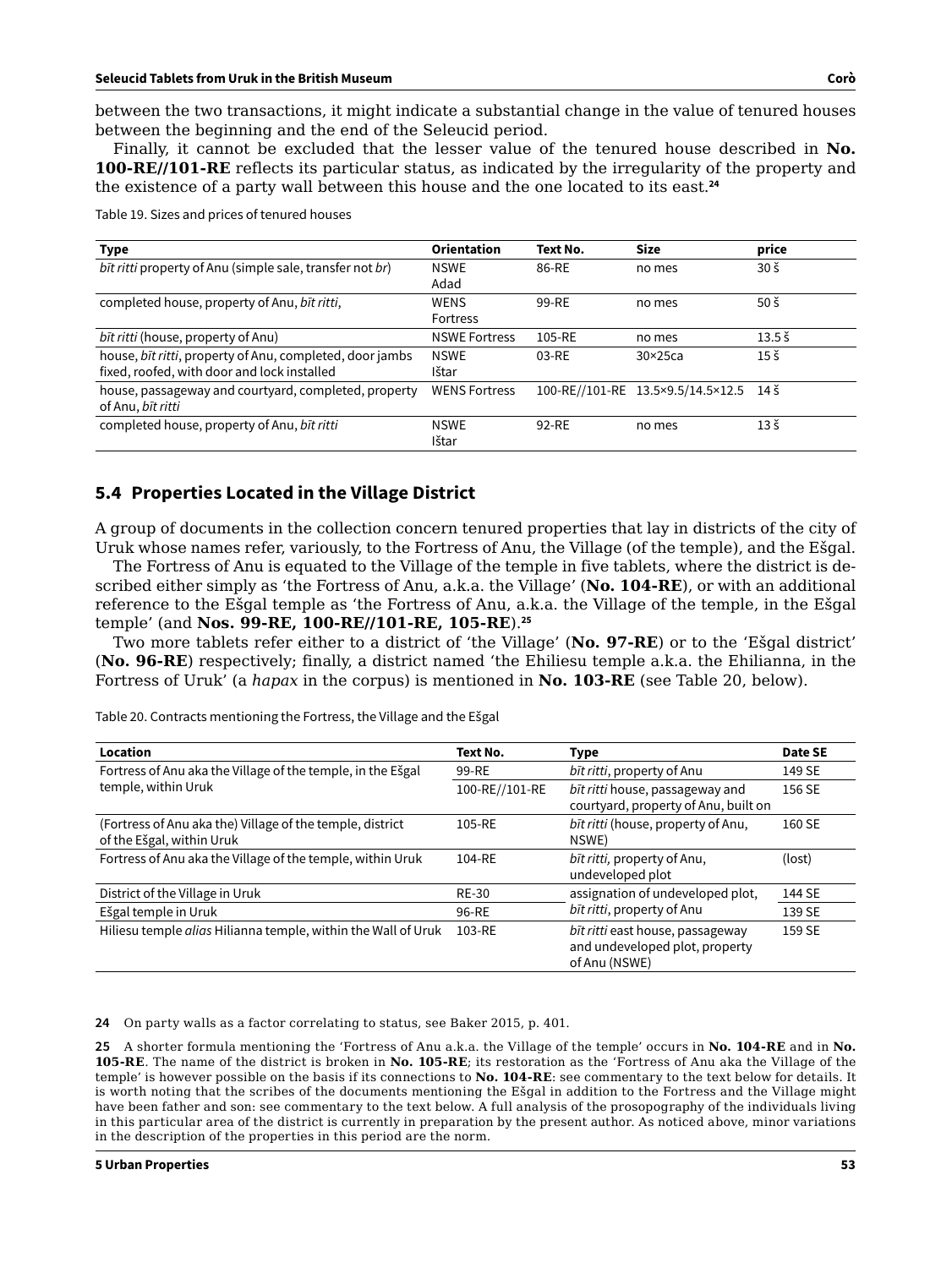between the two transactions, it might indicate a substantial change in the value of tenured houses between the beginning and the end of the Seleucid period.

Finally, it cannot be excluded that the lesser value of the tenured house described in **No. 100-RE//101-RE** reflects its particular status, as indicated by the irregularity of the property and the existence of a party wall between this house and the one located to its east.[24]

Table 19. Sizes and prices of tenured houses

| Type | Orientation | Text No. | Size | price |
|---|---|---|---|---|
| *bīt ritti* property of Anu (simple sale, transfer not *br*) | NSWE Adad | 86-RE | no mes | 30 š |
| completed house, property of Anu, *bīt ritti*, | WENS Fortress | 99-RE | no mes | 50 š |
| *bīt ritti* (house, property of Anu) | NSWE Fortress | 105-RE | no mes | 13.5 š |
| house, *bīt ritti*, property of Anu, completed, door jambs fixed, roofed, with door and lock installed | NSWE Ištar | 03-RE | 30×25ca | 15 š |
| house, passageway and courtyard, completed, property of Anu, *bīt ritti* | WENS Fortress | 100-RE//101-RE | 13.5×9.5/14.5×12.5 | 14 š |
| completed house, property of Anu, *bīt ritti* | NSWE Ištar | 92-RE | no mes | 13 š |

## 5.4 Properties Located in the Village District

A group of documents in the collection concern tenured properties that lay in districts of the city of Uruk whose names refer, variously, to the Fortress of Anu, the Village (of the temple), and the Ešgal.

The Fortress of Anu is equated to the Village of the temple in five tablets, where the district is described either simply as 'the Fortress of Anu, a.k.a. the Village' (**No. 104-RE**), or with an additional reference to the Ešgal temple as 'the Fortress of Anu, a.k.a. the Village of the temple, in the Ešgal temple' (and **Nos. 99-RE, 100-RE//101-RE, 105-RE**).[25]

Two more tablets refer either to a district of 'the Village' (**No. 97-RE**) or to the 'Ešgal district' (**No. 96-RE**) respectively; finally, a district named 'the Ehiliesu temple a.k.a. the Ehilianna, in the Fortress of Uruk' (a *hapax* in the corpus) is mentioned in **No. 103-RE** (see Table 20, below).

Table 20. Contracts mentioning the Fortress, the Village and the Ešgal

| Location | Text No. | Type | Date SE |
|---|---|---|---|
| Fortress of Anu aka the Village of the temple, in the Ešgal temple, within Uruk | 99-RE | *bīt ritti*, property of Anu | 149 SE |
| | 100-RE//101-RE | *bīt ritti* house, passageway and courtyard, property of Anu, built on | 156 SE |
| (Fortress of Anu aka the) Village of the temple, district of the Ešgal, within Uruk | 105-RE | *bīt ritti* (house, property of Anu, NSWE) | 160 SE |
| Fortress of Anu aka the Village of the temple, within Uruk | 104-RE | *bīt ritti*, property of Anu, undeveloped plot | (lost) |
| District of the Village in Uruk | RE-30 | assignation of undeveloped plot, *bīt ritti*, property of Anu | 144 SE |
| Ešgal temple in Uruk | 96-RE | | 139 SE |
| Hiliesu temple *alias* Hilianna temple, within the Wall of Uruk | 103-RE | *bīt ritti* east house, passageway and undeveloped plot, property of Anu (NSWE) | 159 SE |

**24** On party walls as a factor correlating to status, see Baker 2015, p. 401.

**25** A shorter formula mentioning the 'Fortress of Anu a.k.a. the Village of the temple' occurs in **No. 104-RE** and in **No. 105-RE**. The name of the district is broken in **No. 105-RE**; its restoration as the 'Fortress of Anu aka the Village of the temple' is however possible on the basis if its connections to **No. 104-RE**: see commentary to the text below for details. It is worth noting that the scribes of the documents mentioning the Ešgal in addition to the Fortress and the Village might have been father and son: see commentary to the text below. A full analysis of the prosopography of the individuals living in this particular area of the district is currently in preparation by the present author. As noticed above, minor variations in the description of the properties in this period are the norm.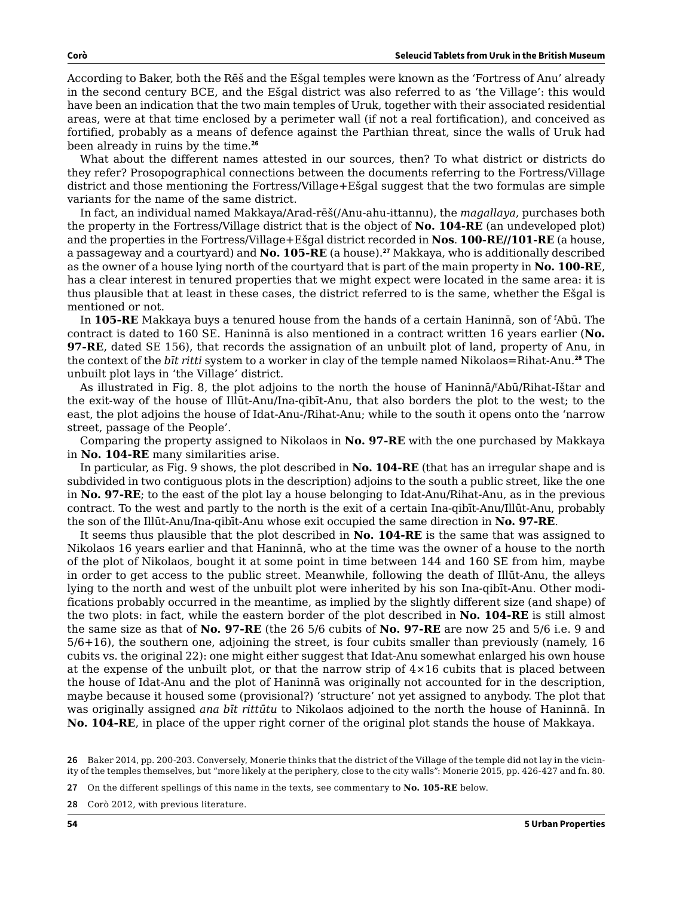According to Baker, both the Rēš and the Ešgal temples were known as the 'Fortress of Anu' already in the second century BCE, and the Ešgal district was also referred to as 'the Village': this would have been an indication that the two main temples of Uruk, together with their associated residential areas, were at that time enclosed by a perimeter wall (if not a real fortification), and conceived as fortified, probably as a means of defence against the Parthian threat, since the walls of Uruk had been already in ruins by the time.[26]

What about the different names attested in our sources, then? To what district or districts do they refer? Prosopographical connections between the documents referring to the Fortress/Village district and those mentioning the Fortress/Village+Ešgal suggest that the two formulas are simple variants for the name of the same district.

In fact, an individual named Makkaya/Arad-rēš(/Anu-ahu-ittannu), the *magallaya,* purchases both the property in the Fortress/Village district that is the object of **No. 104-RE** (an undeveloped plot) and the properties in the Fortress/Village+Ešgal district recorded in **Nos**. **100-RE//101-RE** (a house, a passageway and a courtyard) and **No. 105-RE** (a house).[27] Makkaya, who is additionally described as the owner of a house lying north of the courtyard that is part of the main property in **No. 100-RE**, has a clear interest in tenured properties that we might expect were located in the same area: it is thus plausible that at least in these cases, the district referred to is the same, whether the Ešgal is mentioned or not.

In **105-RE** Makkaya buys a tenured house from the hands of a certain Haninnā, son of ᶠAbū. The contract is dated to 160 SE. Haninnā is also mentioned in a contract written 16 years earlier (**No. 97-RE**, dated SE 156), that records the assignation of an unbuilt plot of land, property of Anu, in the context of the *bīt ritti* system to a worker in clay of the temple named Nikolaos=Rihat-Anu.[28] The unbuilt plot lays in 'the Village' district.

As illustrated in Fig. 8, the plot adjoins to the north the house of Haninnā/ᶠAbū/Rihat-Ištar and the exit-way of the house of Illūt-Anu/Ina-qibīt-Anu, that also borders the plot to the west; to the east, the plot adjoins the house of Idat-Anu-/Rihat-Anu; while to the south it opens onto the 'narrow street, passage of the People'.

Comparing the property assigned to Nikolaos in **No. 97-RE** with the one purchased by Makkaya in **No. 104-RE** many similarities arise.

In particular, as Fig. 9 shows, the plot described in **No. 104-RE** (that has an irregular shape and is subdivided in two contiguous plots in the description) adjoins to the south a public street, like the one in **No. 97-RE**; to the east of the plot lay a house belonging to Idat-Anu/Rihat-Anu, as in the previous contract. To the west and partly to the north is the exit of a certain Ina-qibīt-Anu/Illūt-Anu, probably the son of the Illūt-Anu/Ina-qibīt-Anu whose exit occupied the same direction in **No. 97-RE**.

It seems thus plausible that the plot described in **No. 104-RE** is the same that was assigned to Nikolaos 16 years earlier and that Haninnā, who at the time was the owner of a house to the north of the plot of Nikolaos, bought it at some point in time between 144 and 160 SE from him, maybe in order to get access to the public street. Meanwhile, following the death of Illūt-Anu, the alleys lying to the north and west of the unbuilt plot were inherited by his son Ina-qibīt-Anu. Other modifications probably occurred in the meantime, as implied by the slightly different size (and shape) of the two plots: in fact, while the eastern border of the plot described in **No. 104-RE** is still almost the same size as that of **No. 97-RE** (the 26 5/6 cubits of **No. 97-RE** are now 25 and 5/6 i.e. 9 and 5/6+16), the southern one, adjoining the street, is four cubits smaller than previously (namely, 16 cubits vs. the original 22): one might either suggest that Idat-Anu somewhat enlarged his own house at the expense of the unbuilt plot, or that the narrow strip of 4×16 cubits that is placed between the house of Idat-Anu and the plot of Haninnā was originally not accounted for in the description, maybe because it housed some (provisional?) 'structure' not yet assigned to anybody. The plot that was originally assigned *ana bīt rittūtu* to Nikolaos adjoined to the north the house of Haninnā. In **No. 104-RE**, in place of the upper right corner of the original plot stands the house of Makkaya.

26 Baker 2014, pp. 200-203. Conversely, Monerie thinks that the district of the Village of the temple did not lay in the vicinity of the temples themselves, but "more likely at the periphery, close to the city walls": Monerie 2015, pp. 426-427 and fn. 80.

27 On the different spellings of this name in the texts, see commentary to **No. 105-RE** below.

28 Corò 2012, with previous literature.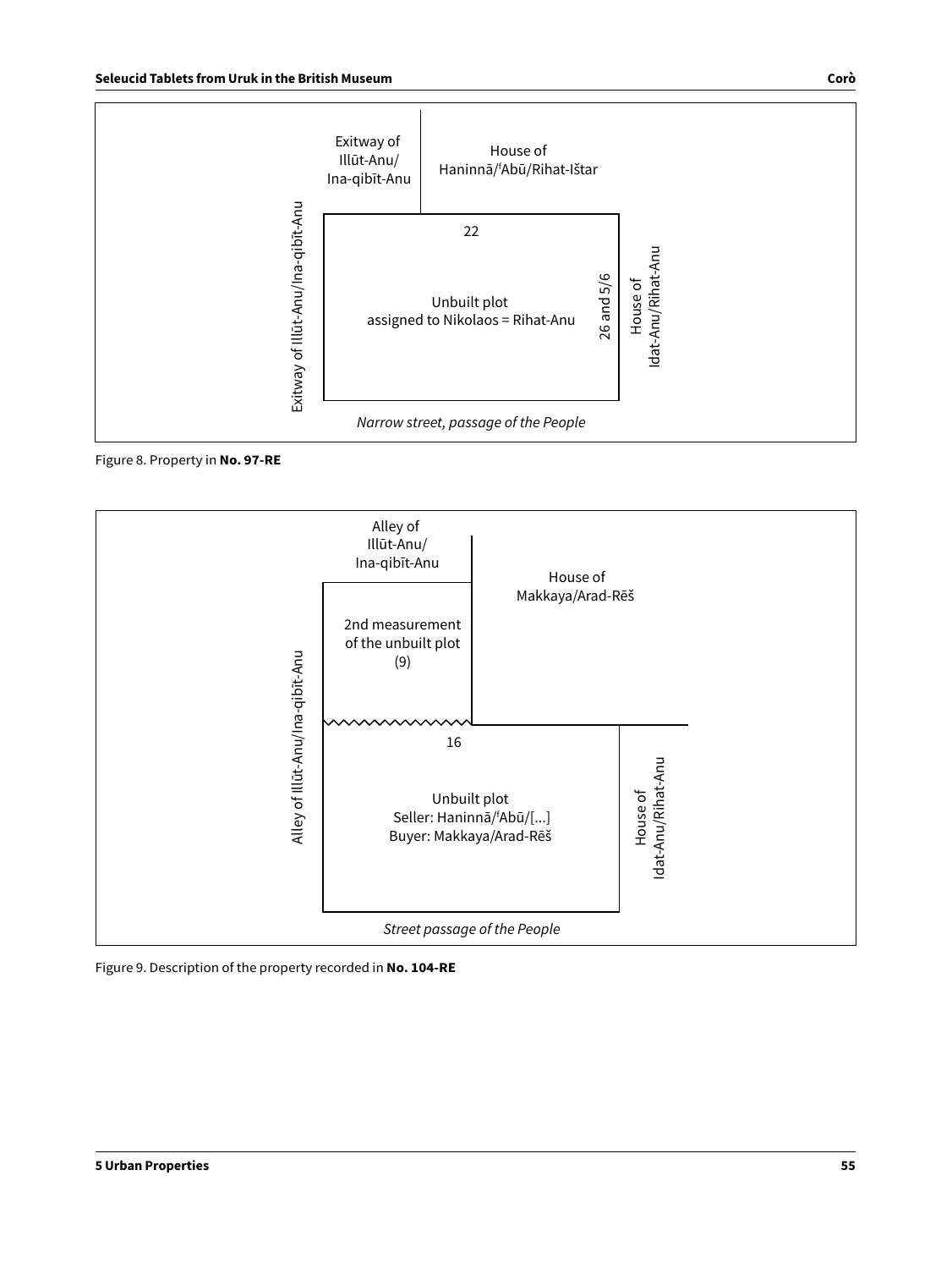Exitway of
Illūt-Anu/
Ina-qibīt-Anu

House of
Haninnā/ʾAbū/Rihat-Ištar

22

Exitway of Illūt-Anu/Ina-qibīt-Anu

Unbuilt plot
assigned to Nikolaos = Rihat-Anu

26 and 5/6

House of
Idat-Anu/Rihat-Anu

*Narrow street, passage of the People*

Figure 8. Property in **No. 97-RE**

Alley of
Illūt-Anu/
Ina-qibīt-Anu

House of
Makkaya/Arad-Rēš

2nd measurement
of the unbuilt plot
(9)

Alley of Illūt-Anu/Ina-qibīt-Anu

16

Unbuilt plot
Seller: Haninnā/ʾAbū/[...]
Buyer: Makkaya/Arad-Rēš

House of
Idat-Anu/Rihat-Anu

*Street passage of the People*

Figure 9. Description of the property recorded in **No. 104-RE**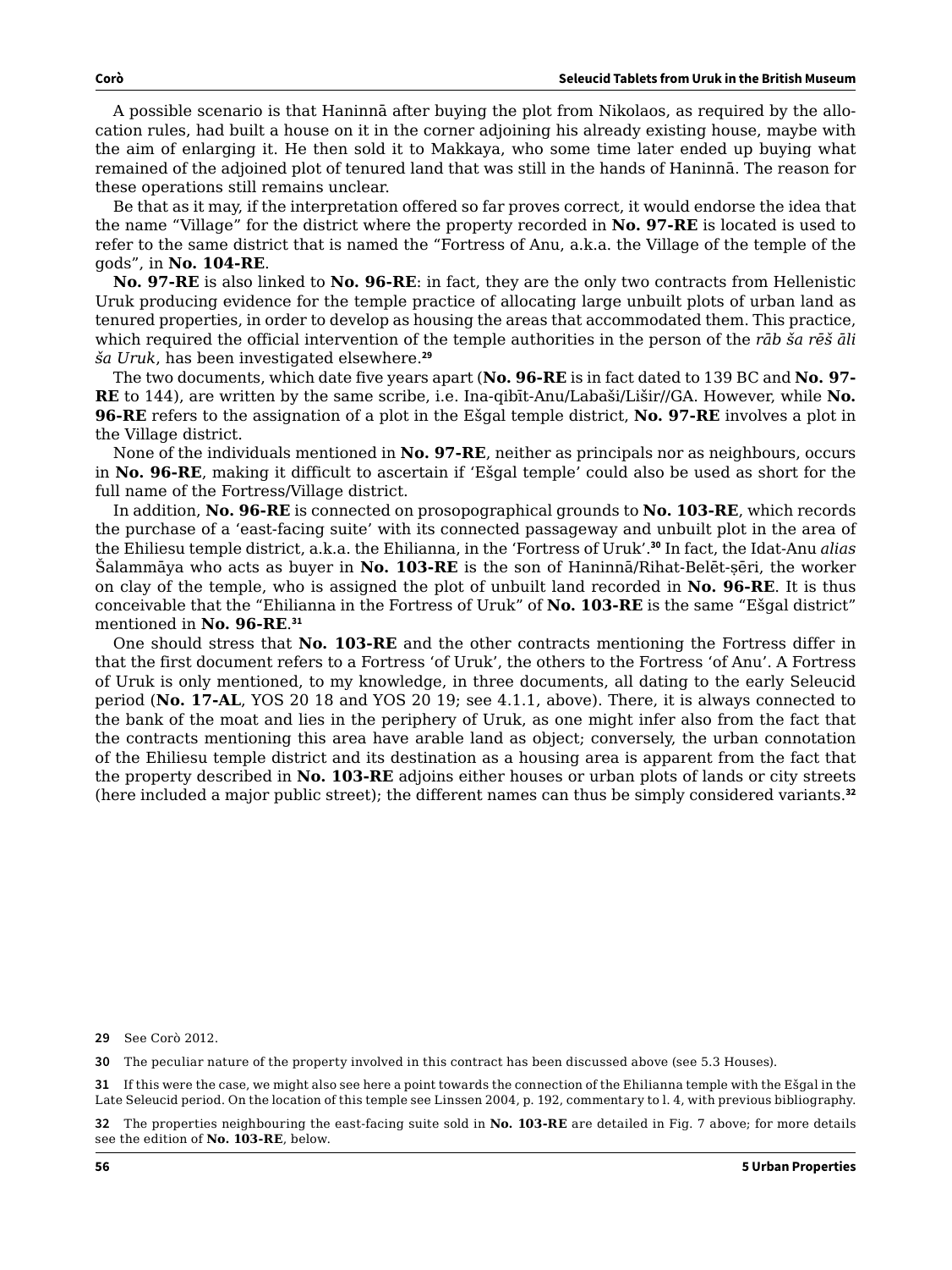A possible scenario is that Haninnā after buying the plot from Nikolaos, as required by the allocation rules, had built a house on it in the corner adjoining his already existing house, maybe with the aim of enlarging it. He then sold it to Makkaya, who some time later ended up buying what remained of the adjoined plot of tenured land that was still in the hands of Haninnā. The reason for these operations still remains unclear.

Be that as it may, if the interpretation offered so far proves correct, it would endorse the idea that the name "Village" for the district where the property recorded in **No. 97-RE** is located is used to refer to the same district that is named the "Fortress of Anu, a.k.a. the Village of the temple of the gods", in **No. 104-RE**.

**No. 97-RE** is also linked to **No. 96-RE**: in fact, they are the only two contracts from Hellenistic Uruk producing evidence for the temple practice of allocating large unbuilt plots of urban land as tenured properties, in order to develop as housing the areas that accommodated them. This practice, which required the official intervention of the temple authorities in the person of the *rāb ša rēš āli ša Uruk*, has been investigated elsewhere.[29]

The two documents, which date five years apart (**No. 96-RE** is in fact dated to 139 BC and **No. 97-RE** to 144), are written by the same scribe, i.e. Ina-qibīt-Anu/Labaši/Lišir//GA. However, while **No. 96-RE** refers to the assignation of a plot in the Ešgal temple district, **No. 97-RE** involves a plot in the Village district.

None of the individuals mentioned in **No. 97-RE**, neither as principals nor as neighbours, occurs in **No. 96-RE**, making it difficult to ascertain if 'Ešgal temple' could also be used as short for the full name of the Fortress/Village district.

In addition, **No. 96-RE** is connected on prosopographical grounds to **No. 103-RE**, which records the purchase of a 'east-facing suite' with its connected passageway and unbuilt plot in the area of the Ehiliesu temple district, a.k.a. the Ehilianna, in the 'Fortress of Uruk'.[30] In fact, the Idat-Anu *alias* Šalammāya who acts as buyer in **No. 103-RE** is the son of Haninnā/Rihat-Belēt-ṣēri, the worker on clay of the temple, who is assigned the plot of unbuilt land recorded in **No. 96-RE**. It is thus conceivable that the "Ehilianna in the Fortress of Uruk" of **No. 103-RE** is the same "Ešgal district" mentioned in **No. 96-RE**.[31]

One should stress that **No. 103-RE** and the other contracts mentioning the Fortress differ in that the first document refers to a Fortress 'of Uruk', the others to the Fortress 'of Anu'. A Fortress of Uruk is only mentioned, to my knowledge, in three documents, all dating to the early Seleucid period (**No. 17-AL**, YOS 20 18 and YOS 20 19; see 4.1.1, above). There, it is always connected to the bank of the moat and lies in the periphery of Uruk, as one might infer also from the fact that the contracts mentioning this area have arable land as object; conversely, the urban connotation of the Ehiliesu temple district and its destination as a housing area is apparent from the fact that the property described in **No. 103-RE** adjoins either houses or urban plots of lands or city streets (here included a major public street); the different names can thus be simply considered variants.[32]

---

**29** See Corò 2012.

**30** The peculiar nature of the property involved in this contract has been discussed above (see 5.3 Houses).

**31** If this were the case, we might also see here a point towards the connection of the Ehilianna temple with the Ešgal in the Late Seleucid period. On the location of this temple see Linssen 2004, p. 192, commentary to l. 4, with previous bibliography.

**32** The properties neighbouring the east-facing suite sold in **No. 103-RE** are detailed in Fig. 7 above; for more details see the edition of **No. 103-RE**, below.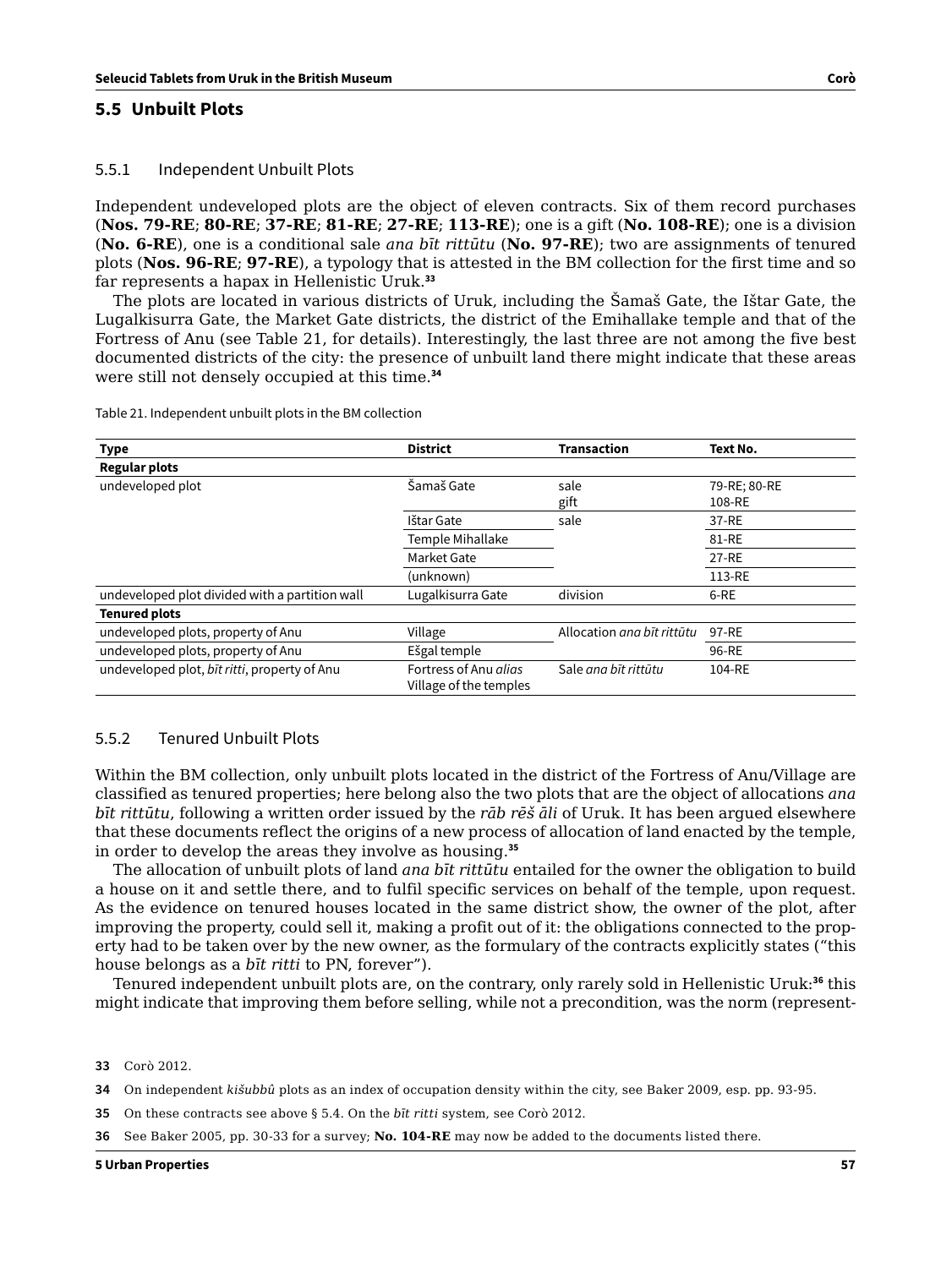## 5.5 Unbuilt Plots

### 5.5.1 Independent Unbuilt Plots

Independent undeveloped plots are the object of eleven contracts. Six of them record purchases (**Nos. 79-RE**; **80-RE**; **37-RE**; **81-RE**; **27-RE**; **113-RE**); one is a gift (**No. 108-RE**); one is a division (**No. 6-RE**), one is a conditional sale *ana bīt rittūtu* (**No. 97-RE**); two are assignments of tenured plots (**Nos. 96-RE**; **97-RE**), a typology that is attested in the BM collection for the first time and so far represents a hapax in Hellenistic Uruk.[33]

The plots are located in various districts of Uruk, including the Šamaš Gate, the Ištar Gate, the Lugalkisurra Gate, the Market Gate districts, the district of the Emihallake temple and that of the Fortress of Anu (see Table 21, for details). Interestingly, the last three are not among the five best documented districts of the city: the presence of unbuilt land there might indicate that these areas were still not densely occupied at this time.[34]

Table 21. Independent unbuilt plots in the BM collection

| Type | District | Transaction | Text No. |
|---|---|---|---|
| **Regular plots** | | | |
| undeveloped plot | Šamaš Gate | sale<br>gift | 79-RE; 80-RE<br>108-RE |
| | Ištar Gate | sale | 37-RE |
| | Temple Mihallake | | 81-RE |
| | Market Gate | | 27-RE |
| | (unknown) | | 113-RE |
| undeveloped plot divided with a partition wall | Lugalkisurra Gate | division | 6-RE |
| **Tenured plots** | | | |
| undeveloped plots, property of Anu | Village | Allocation *ana bīt rittūtu* | 97-RE |
| undeveloped plots, property of Anu | Ešgal temple | | 96-RE |
| undeveloped plot, *bīt ritti*, property of Anu | Fortress of Anu *alias* Village of the temples | Sale *ana bīt rittūtu* | 104-RE |

### 5.5.2 Tenured Unbuilt Plots

Within the BM collection, only unbuilt plots located in the district of the Fortress of Anu/Village are classified as tenured properties; here belong also the two plots that are the object of allocations *ana bīt rittūtu*, following a written order issued by the *rāb rēš āli* of Uruk. It has been argued elsewhere that these documents reflect the origins of a new process of allocation of land enacted by the temple, in order to develop the areas they involve as housing.[35]

The allocation of unbuilt plots of land *ana bīt rittūtu* entailed for the owner the obligation to build a house on it and settle there, and to fulfil specific services on behalf of the temple, upon request. As the evidence on tenured houses located in the same district show, the owner of the plot, after improving the property, could sell it, making a profit out of it: the obligations connected to the property had to be taken over by the new owner, as the formulary of the contracts explicitly states ("this house belongs as a *bīt ritti* to PN, forever").

Tenured independent unbuilt plots are, on the contrary, only rarely sold in Hellenistic Uruk:[36] this might indicate that improving them before selling, while not a precondition, was the norm (represent-

33 Corò 2012.

34 On independent *kišubbû* plots as an index of occupation density within the city, see Baker 2009, esp. pp. 93-95.

35 On these contracts see above § 5.4. On the *bīt ritti* system, see Corò 2012.

36 See Baker 2005, pp. 30-33 for a survey; **No. 104-RE** may now be added to the documents listed there.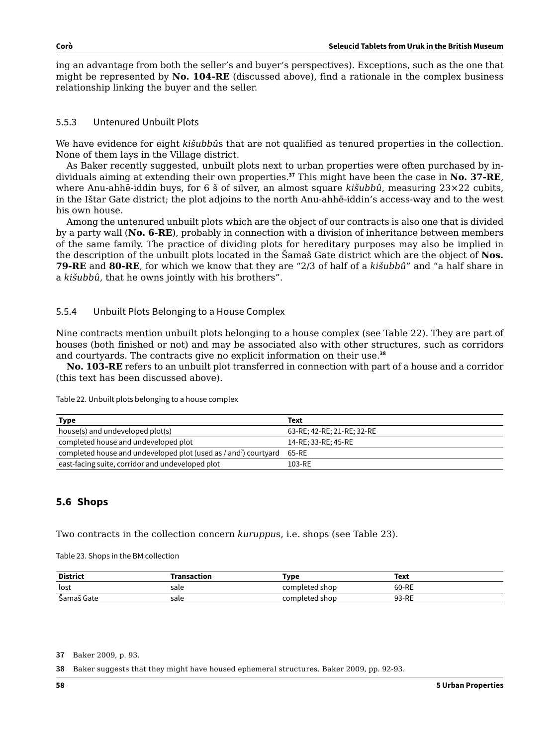ing an advantage from both the seller's and buyer's perspectives). Exceptions, such as the one that might be represented by **No. 104-RE** (discussed above), find a rationale in the complex business relationship linking the buyer and the seller.

### 5.5.3 Untenured Unbuilt Plots

We have evidence for eight *kišubbû*s that are not qualified as tenured properties in the collection. None of them lays in the Village district.

As Baker recently suggested, unbuilt plots next to urban properties were often purchased by individuals aiming at extending their own properties.[37] This might have been the case in **No. 37-RE**, where Anu-ahhē-iddin buys, for 6 š of silver, an almost square *kišubbû*, measuring 23×22 cubits, in the Ištar Gate district; the plot adjoins to the north Anu-ahhē-iddin's access-way and to the west his own house.

Among the untenured unbuilt plots which are the object of our contracts is also one that is divided by a party wall (**No. 6-RE**), probably in connection with a division of inheritance between members of the same family. The practice of dividing plots for hereditary purposes may also be implied in the description of the unbuilt plots located in the Šamaš Gate district which are the object of **Nos. 79-RE** and **80-RE**, for which we know that they are "2/3 of half of a *kišubbû*" and "a half share in a *kišubbû*, that he owns jointly with his brothers".

### 5.5.4 Unbuilt Plots Belonging to a House Complex

Nine contracts mention unbuilt plots belonging to a house complex (see Table 22). They are part of houses (both finished or not) and may be associated also with other structures, such as corridors and courtyards. The contracts give no explicit information on their use.[38]

**No. 103-RE** refers to an unbuilt plot transferred in connection with part of a house and a corridor (this text has been discussed above).

Table 22. Unbuilt plots belonging to a house complex

| Type | Text |
|---|---|
| house(s) and undeveloped plot(s) | 63-RE; 42-RE; 21-RE; 32-RE |
| completed house and undeveloped plot | 14-RE; 33-RE; 45-RE |
| completed house and undeveloped plot (used as / and?) courtyard | 65-RE |
| east-facing suite, corridor and undeveloped plot | 103-RE |

## 5.6 Shops

Two contracts in the collection concern *kuruppu*s, i.e. shops (see Table 23).

Table 23. Shops in the BM collection

| District | Transaction | Type | Text |
|---|---|---|---|
| lost | sale | completed shop | 60-RE |
| Šamaš Gate | sale | completed shop | 93-RE |

[37] Baker 2009, p. 93.

[38] Baker suggests that they might have housed ephemeral structures. Baker 2009, pp. 92-93.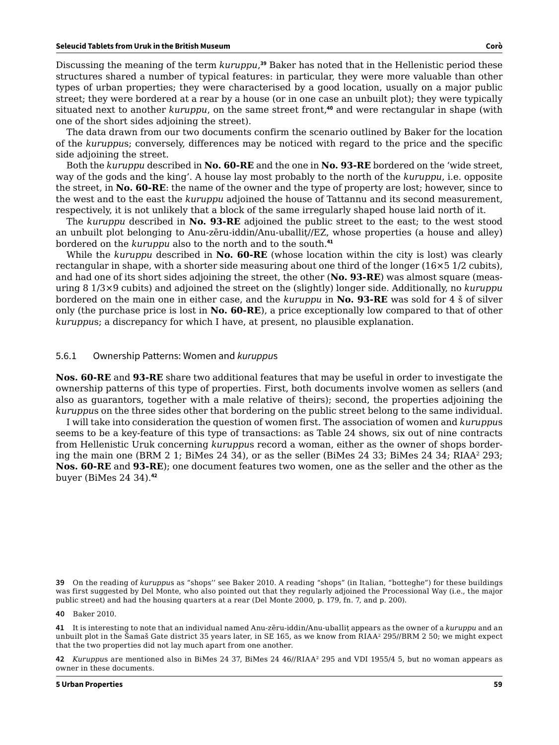Discussing the meaning of the term *kuruppu*,[39] Baker has noted that in the Hellenistic period these structures shared a number of typical features: in particular, they were more valuable than other types of urban properties; they were characterised by a good location, usually on a major public street; they were bordered at a rear by a house (or in one case an unbuilt plot); they were typically situated next to another *kuruppu*, on the same street front,[40] and were rectangular in shape (with one of the short sides adjoining the street).

The data drawn from our two documents confirm the scenario outlined by Baker for the location of the *kuruppu*s; conversely, differences may be noticed with regard to the price and the specific side adjoining the street.

Both the *kuruppu* described in **No. 60-RE** and the one in **No. 93-RE** bordered on the 'wide street, way of the gods and the king'. A house lay most probably to the north of the *kuruppu*, i.e. opposite the street, in **No. 60-RE**: the name of the owner and the type of property are lost; however, since to the west and to the east the *kuruppu* adjoined the house of Tattannu and its second measurement, respectively, it is not unlikely that a block of the same irregularly shaped house laid north of it.

The *kuruppu* described in **No. 93-RE** adjoined the public street to the east; to the west stood an unbuilt plot belonging to Anu-zēru-iddin/Anu-uballiṭ//EZ, whose properties (a house and alley) bordered on the *kuruppu* also to the north and to the south.[41]

While the *kuruppu* described in **No. 60-RE** (whose location within the city is lost) was clearly rectangular in shape, with a shorter side measuring about one third of the longer (16×5 1/2 cubits), and had one of its short sides adjoining the street, the other (**No. 93-RE**) was almost square (measuring 8 1/3×9 cubits) and adjoined the street on the (slightly) longer side. Additionally, no *kuruppu* bordered on the main one in either case, and the *kuruppu* in **No. 93-RE** was sold for 4 š of silver only (the purchase price is lost in **No. 60-RE**), a price exceptionally low compared to that of other *kuruppu*s; a discrepancy for which I have, at present, no plausible explanation.

### 5.6.1 Ownership Patterns: Women and *kuruppu*s

**Nos. 60-RE** and **93-RE** share two additional features that may be useful in order to investigate the ownership patterns of this type of properties. First, both documents involve women as sellers (and also as guarantors, together with a male relative of theirs); second, the properties adjoining the *kuruppu*s on the three sides other that bordering on the public street belong to the same individual.

I will take into consideration the question of women first. The association of women and *kuruppu*s seems to be a key-feature of this type of transactions: as Table 24 shows, six out of nine contracts from Hellenistic Uruk concerning *kuruppu*s record a woman, either as the owner of shops bordering the main one (BRM 2 1; BiMes 24 34), or as the seller (BiMes 24 33; BiMes 24 34; RIAA$^2$ 293; **Nos. 60-RE** and **93-RE**); one document features two women, one as the seller and the other as the buyer (BiMes 24 34).[42]

---

[39] On the reading of *kuruppu*s as "shops'' see Baker 2010. A reading "shops" (in Italian, "botteghe") for these buildings was first suggested by Del Monte, who also pointed out that they regularly adjoined the Processional Way (i.e., the major public street) and had the housing quarters at a rear (Del Monte 2000, p. 179, fn. 7, and p. 200).

[40] Baker 2010.

[41] It is interesting to note that an individual named Anu-zēru-iddin/Anu-uballiṭ appears as the owner of a *kuruppu* and an unbuilt plot in the Šamaš Gate district 35 years later, in SE 165, as we know from RIAA$^2$ 295//BRM 2 50; we might expect that the two properties did not lay much apart from one another.

[42] *Kuruppu*s are mentioned also in BiMes 24 37, BiMes 24 46//RIAA$^2$ 295 and VDI 1955/4 5, but no woman appears as owner in these documents.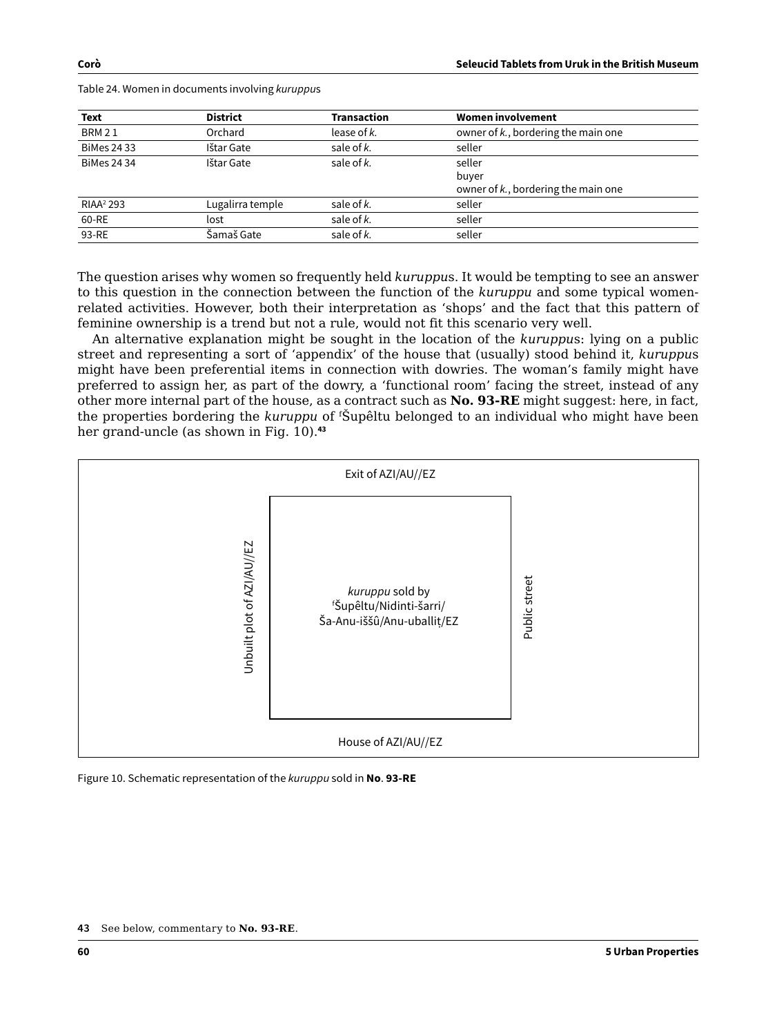Table 24. Women in documents involving *kuruppu*s

| Text | District | Transaction | Women involvement |
|---|---|---|---|
| BRM 2 1 | Orchard | lease of *k.* | owner of *k.*, bordering the main one |
| BiMes 24 33 | Ištar Gate | sale of *k.* | seller |
| BiMes 24 34 | Ištar Gate | sale of *k.* | seller<br>buyer<br>owner of *k.*, bordering the main one |
| RIAA² 293 | Lugalirra temple | sale of *k.* | seller |
| 60-RE | lost | sale of *k.* | seller |
| 93-RE | Šamaš Gate | sale of *k.* | seller |

The question arises why women so frequently held *kuruppu*s. It would be tempting to see an answer to this question in the connection between the function of the *kuruppu* and some typical women-related activities. However, both their interpretation as 'shops' and the fact that this pattern of feminine ownership is a trend but not a rule, would not fit this scenario very well.

An alternative explanation might be sought in the location of the *kuruppu*s: lying on a public street and representing a sort of 'appendix' of the house that (usually) stood behind it, *kuruppu*s might have been preferential items in connection with dowries. The woman's family might have preferred to assign her, as part of the dowry, a 'functional room' facing the street, instead of any other more internal part of the house, as a contract such as **No. 93-RE** might suggest: here, in fact, the properties bordering the *kuruppu* of ᶠŠupêltu belonged to an individual who might have been her grand-uncle (as shown in Fig. 10).[43]

Exit of AZI/AU//EZ

Unbuilt plot of AZI/AU//EZ

*kuruppu* sold by ᶠŠupêltu/Nidinti-šarri/ Ša-Anu-iššû/Anu-uballiṭ/EZ

Public street

House of AZI/AU//EZ

Figure 10. Schematic representation of the *kuruppu* sold in **No**. **93-RE**

43 See below, commentary to **No. 93-RE**.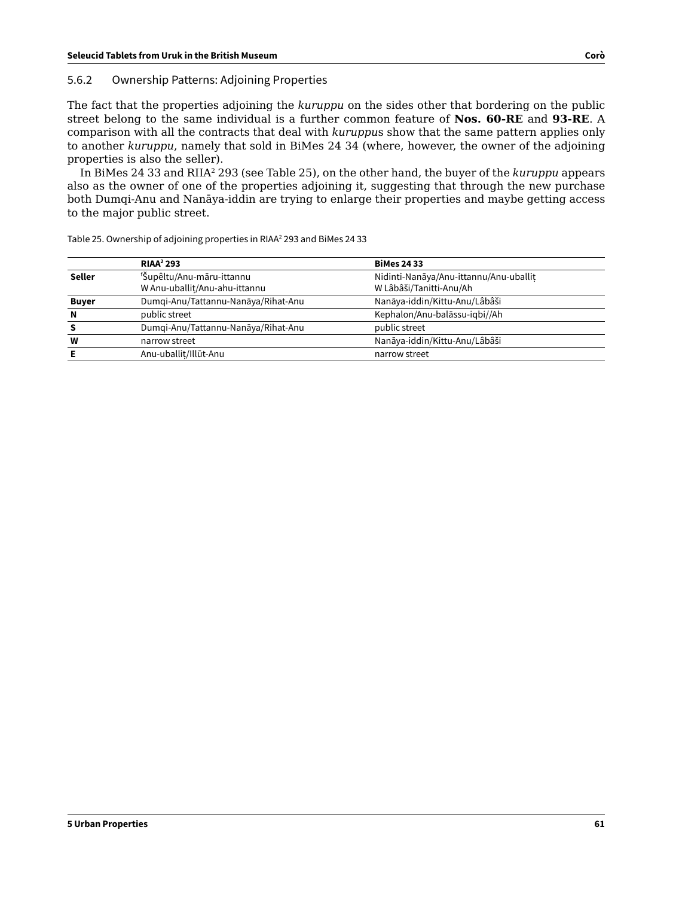### 5.6.2 Ownership Patterns: Adjoining Properties

The fact that the properties adjoining the *kuruppu* on the sides other that bordering on the public street belong to the same individual is a further common feature of **Nos. 60-RE** and **93-RE**. A comparison with all the contracts that deal with *kuruppu*s show that the same pattern applies only to another *kuruppu*, namely that sold in BiMes 24 34 (where, however, the owner of the adjoining properties is also the seller).

In BiMes 24 33 and RIIA[2] 293 (see Table 25), on the other hand, the buyer of the *kuruppu* appears also as the owner of one of the properties adjoining it, suggesting that through the new purchase both Dumqi-Anu and Nanāya-iddin are trying to enlarge their properties and maybe getting access to the major public street.

Table 25. Ownership of adjoining properties in RIAA[2] 293 and BiMes 24 33

| | RIAA[2] 293 | BiMes 24 33 |
|---|---|---|
| **Seller** | ᶠŠupêltu/Anu-māru-ittannu<br>W Anu-uballiṭ/Anu-ahu-ittannu | Nidinti-Nanāya/Anu-ittannu/Anu-uballiṭ<br>W Lâbâši/Tanitti-Anu/Ah |
| **Buyer** | Dumqi-Anu/Tattannu-Nanāya/Rihat-Anu | Nanāya-iddin/Kittu-Anu/Lâbâši |
| **N** | public street | Kephalon/Anu-balāssu-iqbi//Ah |
| **S** | Dumqi-Anu/Tattannu-Nanāya/Rihat-Anu | public street |
| **W** | narrow street | Nanāya-iddin/Kittu-Anu/Lâbâši |
| **E** | Anu-uballiṭ/Illūt-Anu | narrow street |